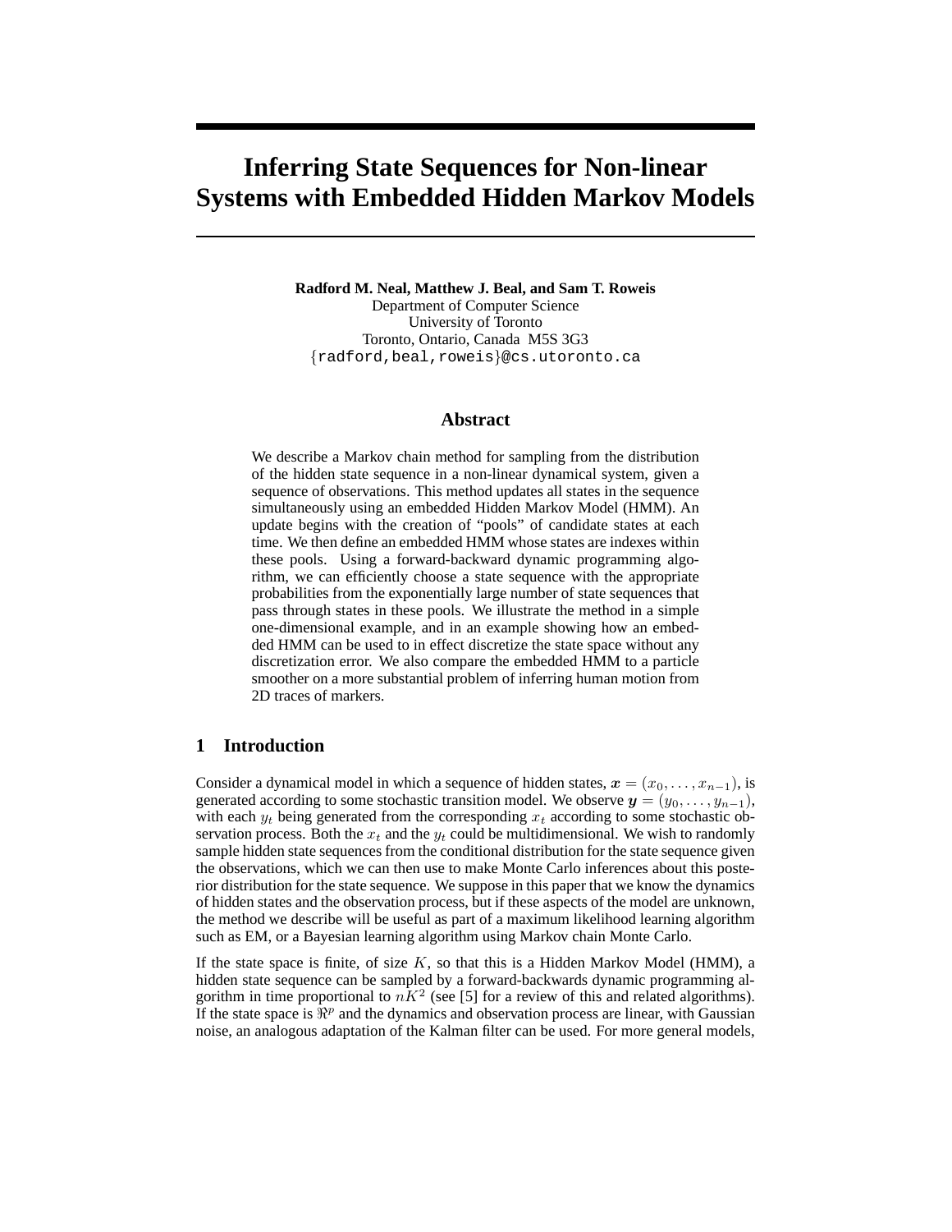# Inferring State Sequences for Non-linear Systems with Embedded Hidden Markov Models

**Radford M. Neal, Matthew J. Beal, and Sam T. Roweis**
Department of Computer Science
University of Toronto
Toronto, Ontario, Canada M5S 3G3
{radford,beal,roweis}@cs.utoronto.ca

## Abstract

We describe a Markov chain method for sampling from the distribution of the hidden state sequence in a non-linear dynamical system, given a sequence of observations. This method updates all states in the sequence simultaneously using an embedded Hidden Markov Model (HMM). An update begins with the creation of "pools" of candidate states at each time. We then define an embedded HMM whose states are indexes within these pools. Using a forward-backward dynamic programming algorithm, we can efficiently choose a state sequence with the appropriate probabilities from the exponentially large number of state sequences that pass through states in these pools. We illustrate the method in a simple one-dimensional example, and in an example showing how an embedded HMM can be used to in effect discretize the state space without any discretization error. We also compare the embedded HMM to a particle smoother on a more substantial problem of inferring human motion from 2D traces of markers.

## 1 Introduction

Consider a dynamical model in which a sequence of hidden states, $\boldsymbol{x} = (x_0, \ldots, x_{n-1})$, is generated according to some stochastic transition model. We observe $\boldsymbol{y} = (y_0, \ldots, y_{n-1})$, with each $y_t$ being generated from the corresponding $x_t$ according to some stochastic observation process. Both the $x_t$ and the $y_t$ could be multidimensional. We wish to randomly sample hidden state sequences from the conditional distribution for the state sequence given the observations, which we can then use to make Monte Carlo inferences about this posterior distribution for the state sequence. We suppose in this paper that we know the dynamics of hidden states and the observation process, but if these aspects of the model are unknown, the method we describe will be useful as part of a maximum likelihood learning algorithm such as EM, or a Bayesian learning algorithm using Markov chain Monte Carlo.

If the state space is finite, of size $K$, so that this is a Hidden Markov Model (HMM), a hidden state sequence can be sampled by a forward-backwards dynamic programming algorithm in time proportional to $nK^2$ (see [5] for a review of this and related algorithms). If the state space is $\Re^p$ and the dynamics and observation process are linear, with Gaussian noise, an analogous adaptation of the Kalman filter can be used. For more general models,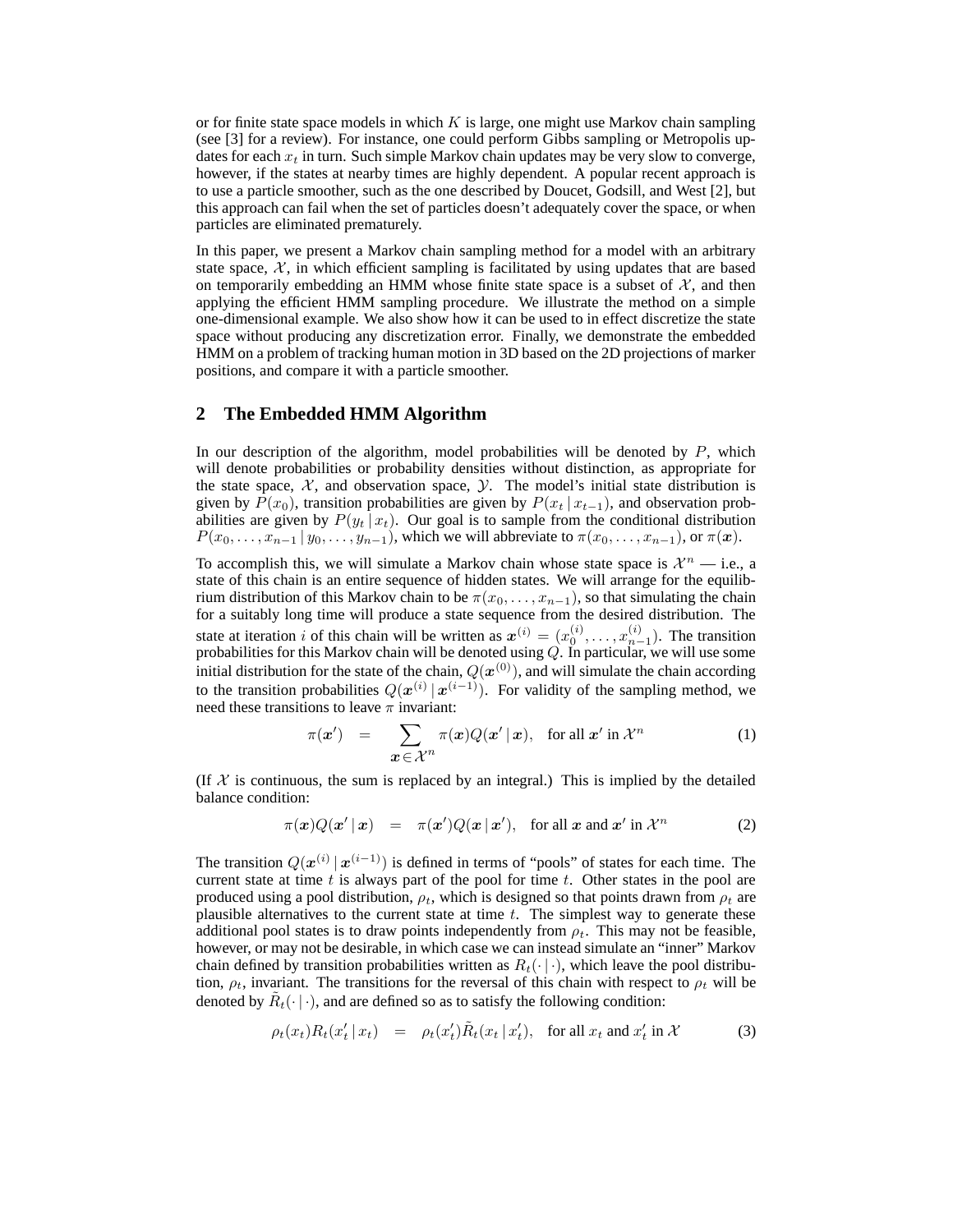or for finite state space models in which $K$ is large, one might use Markov chain sampling (see [3] for a review). For instance, one could perform Gibbs sampling or Metropolis updates for each $x_t$ in turn. Such simple Markov chain updates may be very slow to converge, however, if the states at nearby times are highly dependent. A popular recent approach is to use a particle smoother, such as the one described by Doucet, Godsill, and West [2], but this approach can fail when the set of particles doesn't adequately cover the space, or when particles are eliminated prematurely.

In this paper, we present a Markov chain sampling method for a model with an arbitrary state space, $\mathcal{X}$, in which efficient sampling is facilitated by using updates that are based on temporarily embedding an HMM whose finite state space is a subset of $\mathcal{X}$, and then applying the efficient HMM sampling procedure. We illustrate the method on a simple one-dimensional example. We also show how it can be used to in effect discretize the state space without producing any discretization error. Finally, we demonstrate the embedded HMM on a problem of tracking human motion in 3D based on the 2D projections of marker positions, and compare it with a particle smoother.

## 2 The Embedded HMM Algorithm

In our description of the algorithm, model probabilities will be denoted by $P$, which will denote probabilities or probability densities without distinction, as appropriate for the state space, $\mathcal{X}$, and observation space, $\mathcal{Y}$. The model's initial state distribution is given by $P(x_0)$, transition probabilities are given by $P(x_t \mid x_{t-1})$, and observation probabilities are given by $P(y_t \mid x_t)$. Our goal is to sample from the conditional distribution $P(x_0, \ldots, x_{n-1} \mid y_0, \ldots, y_{n-1})$, which we will abbreviate to $\pi(x_0, \ldots, x_{n-1})$, or $\pi(\boldsymbol{x})$.

To accomplish this, we will simulate a Markov chain whose state space is $\mathcal{X}^n$ — i.e., a state of this chain is an entire sequence of hidden states. We will arrange for the equilibrium distribution of this Markov chain to be $\pi(x_0, \ldots, x_{n-1})$, so that simulating the chain for a suitably long time will produce a state sequence from the desired distribution. The state at iteration $i$ of this chain will be written as $\boldsymbol{x}^{(i)} = (x_0^{(i)}, \ldots, x_{n-1}^{(i)})$. The transition probabilities for this Markov chain will be denoted using $Q$. In particular, we will use some initial distribution for the state of the chain, $Q(\boldsymbol{x}^{(0)})$, and will simulate the chain according to the transition probabilities $Q(\boldsymbol{x}^{(i)} \mid \boldsymbol{x}^{(i-1)})$. For validity of the sampling method, we need these transitions to leave $\pi$ invariant:

$$\pi(\boldsymbol{x}') \quad = \quad \sum_{\boldsymbol{x} \in \mathcal{X}^n} \pi(\boldsymbol{x}) Q(\boldsymbol{x}' \mid \boldsymbol{x}), \quad \text{for all } \boldsymbol{x}' \text{ in } \mathcal{X}^n \tag{1}$$

(If $\mathcal{X}$ is continuous, the sum is replaced by an integral.) This is implied by the detailed balance condition:

$$\pi(\boldsymbol{x}) Q(\boldsymbol{x}' \mid \boldsymbol{x}) \quad = \quad \pi(\boldsymbol{x}') Q(\boldsymbol{x} \mid \boldsymbol{x}'), \quad \text{for all } \boldsymbol{x} \text{ and } \boldsymbol{x}' \text{ in } \mathcal{X}^n \tag{2}$$

The transition $Q(\boldsymbol{x}^{(i)} \mid \boldsymbol{x}^{(i-1)})$ is defined in terms of "pools" of states for each time. The current state at time $t$ is always part of the pool for time $t$. Other states in the pool are produced using a pool distribution, $\rho_t$, which is designed so that points drawn from $\rho_t$ are plausible alternatives to the current state at time $t$. The simplest way to generate these additional pool states is to draw points independently from $\rho_t$. This may not be feasible, however, or may not be desirable, in which case we can instead simulate an "inner" Markov chain defined by transition probabilities written as $R_t(\cdot \mid \cdot)$, which leave the pool distribution, $\rho_t$, invariant. The transitions for the reversal of this chain with respect to $\rho_t$ will be denoted by $\tilde{R}_t(\cdot \mid \cdot)$, and are defined so as to satisfy the following condition:

$$\rho_t(x_t) R_t(x'_t \mid x_t) \quad = \quad \rho_t(x'_t) \tilde{R}_t(x_t \mid x'_t), \quad \text{for all } x_t \text{ and } x'_t \text{ in } \mathcal{X} \tag{3}$$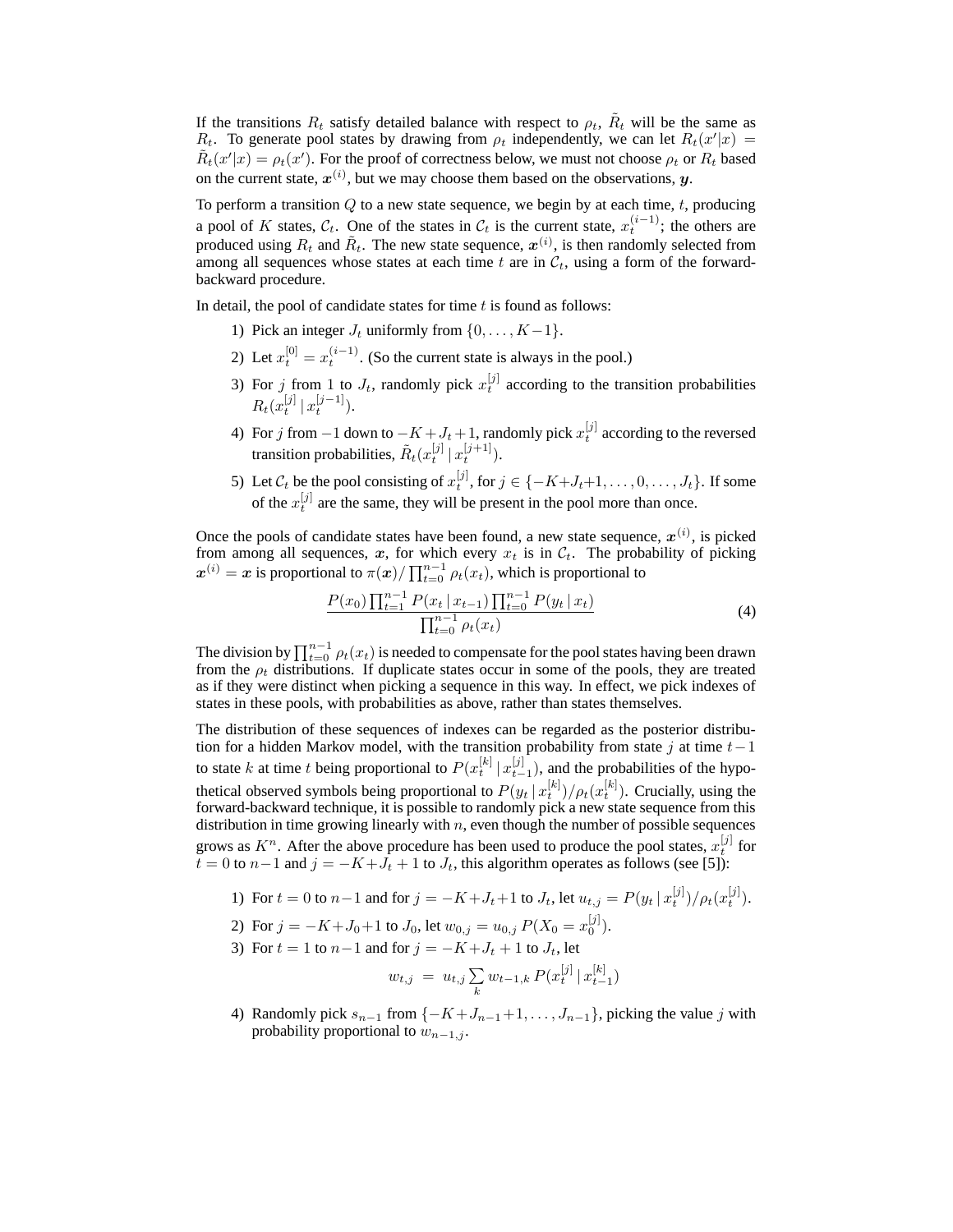If the transitions $R_t$ satisfy detailed balance with respect to $\rho_t$, $\tilde{R}_t$ will be the same as $R_t$. To generate pool states by drawing from $\rho_t$ independently, we can let $R_t(x'|x) = \tilde{R}_t(x'|x) = \rho_t(x')$. For the proof of correctness below, we must not choose $\rho_t$ or $R_t$ based on the current state, $\boldsymbol{x}^{(i)}$, but we may choose them based on the observations, $\boldsymbol{y}$.

To perform a transition $Q$ to a new state sequence, we begin by at each time, $t$, producing a pool of $K$ states, $\mathcal{C}_t$. One of the states in $\mathcal{C}_t$ is the current state, $x_t^{(i-1)}$; the others are produced using $R_t$ and $\tilde{R}_t$. The new state sequence, $\boldsymbol{x}^{(i)}$, is then randomly selected from among all sequences whose states at each time $t$ are in $\mathcal{C}_t$, using a form of the forward-backward procedure.

In detail, the pool of candidate states for time $t$ is found as follows:

1) Pick an integer $J_t$ uniformly from $\{0, \ldots, K-1\}$.
2) Let $x_t^{[0]} = x_t^{(i-1)}$. (So the current state is always in the pool.)
3) For $j$ from 1 to $J_t$, randomly pick $x_t^{[j]}$ according to the transition probabilities $R_t(x_t^{[j]} \mid x_t^{[j-1]})$.
4) For $j$ from $-1$ down to $-K+J_t+1$, randomly pick $x_t^{[j]}$ according to the reversed transition probabilities, $\tilde{R}_t(x_t^{[j]} \mid x_t^{[j+1]})$.
5) Let $\mathcal{C}_t$ be the pool consisting of $x_t^{[j]}$, for $j \in \{-K+J_t+1, \ldots, 0, \ldots, J_t\}$. If some of the $x_t^{[j]}$ are the same, they will be present in the pool more than once.

Once the pools of candidate states have been found, a new state sequence, $\boldsymbol{x}^{(i)}$, is picked from among all sequences, $\boldsymbol{x}$, for which every $x_t$ is in $\mathcal{C}_t$. The probability of picking $\boldsymbol{x}^{(i)} = \boldsymbol{x}$ is proportional to $\pi(\boldsymbol{x}) / \prod_{t=0}^{n-1} \rho_t(x_t)$, which is proportional to

$$\frac{P(x_0) \prod_{t=1}^{n-1} P(x_t \mid x_{t-1}) \prod_{t=0}^{n-1} P(y_t \mid x_t)}{\prod_{t=0}^{n-1} \rho_t(x_t)} \tag{4}$$

The division by $\prod_{t=0}^{n-1} \rho_t(x_t)$ is needed to compensate for the pool states having been drawn from the $\rho_t$ distributions. If duplicate states occur in some of the pools, they are treated as if they were distinct when picking a sequence in this way. In effect, we pick indexes of states in these pools, with probabilities as above, rather than states themselves.

The distribution of these sequences of indexes can be regarded as the posterior distribution for a hidden Markov model, with the transition probability from state $j$ at time $t-1$ to state $k$ at time $t$ being proportional to $P(x_t^{[k]} \mid x_{t-1}^{[j]})$, and the probabilities of the hypothetical observed symbols being proportional to $P(y_t \mid x_t^{[k]}) / \rho_t(x_t^{[k]})$. Crucially, using the forward-backward technique, it is possible to randomly pick a new state sequence from this distribution in time growing linearly with $n$, even though the number of possible sequences grows as $K^n$. After the above procedure has been used to produce the pool states, $x_t^{[j]}$ for $t = 0$ to $n-1$ and $j = -K+J_t+1$ to $J_t$, this algorithm operates as follows (see [5]):

1) For $t = 0$ to $n-1$ and for $j = -K+J_t+1$ to $J_t$, let $u_{t,j} = P(y_t \mid x_t^{[j]}) / \rho_t(x_t^{[j]})$.
2) For $j = -K+J_0+1$ to $J_0$, let $w_{0,j} = u_{0,j} \, P(X_0 = x_0^{[j]})$.
3) For $t = 1$ to $n-1$ and for $j = -K+J_t+1$ to $J_t$, let
$$w_{t,j} \;=\; u_{t,j} \sum_k w_{t-1,k} \, P(x_t^{[j]} \mid x_{t-1}^{[k]})$$
4) Randomly pick $s_{n-1}$ from $\{-K+J_{n-1}+1, \ldots, J_{n-1}\}$, picking the value $j$ with probability proportional to $w_{n-1,j}$.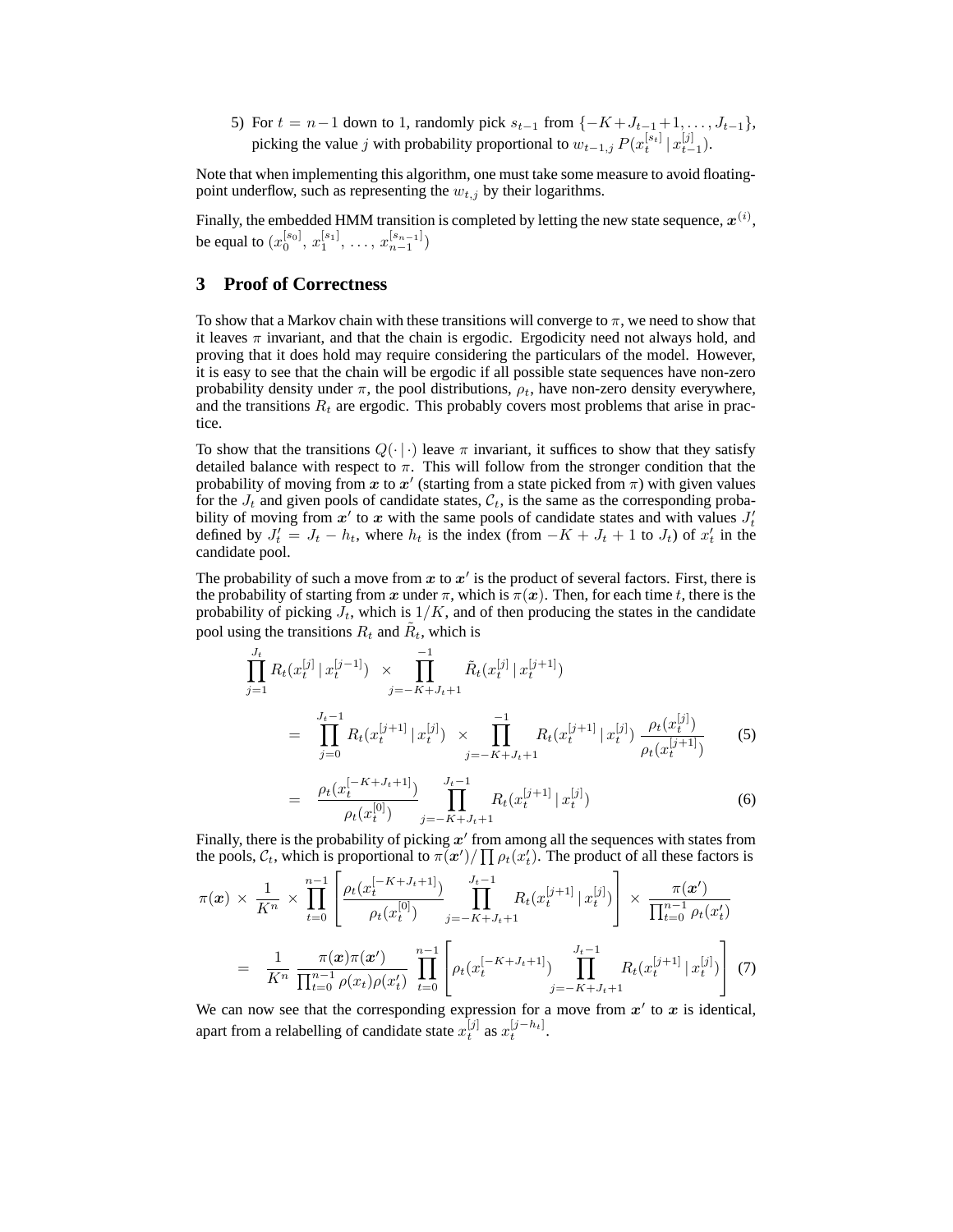5) For $t = n-1$ down to 1, randomly pick $s_{t-1}$ from $\{-K+J_{t-1}+1, \ldots, J_{t-1}\}$, picking the value $j$ with probability proportional to $w_{t-1,j}\, P(x_t^{[s_t]} \,|\, x_{t-1}^{[j]})$.

Note that when implementing this algorithm, one must take some measure to avoid floating-point underflow, such as representing the $w_{t,j}$ by their logarithms.

Finally, the embedded HMM transition is completed by letting the new state sequence, $\boldsymbol{x}^{(i)}$, be equal to $(x_0^{[s_0]}, x_1^{[s_1]}, \ldots, x_{n-1}^{[s_{n-1}]})$

## 3 Proof of Correctness

To show that a Markov chain with these transitions will converge to $\pi$, we need to show that it leaves $\pi$ invariant, and that the chain is ergodic. Ergodicity need not always hold, and proving that it does hold may require considering the particulars of the model. However, it is easy to see that the chain will be ergodic if all possible state sequences have non-zero probability density under $\pi$, the pool distributions, $\rho_t$, have non-zero density everywhere, and the transitions $R_t$ are ergodic. This probably covers most problems that arise in practice.

To show that the transitions $Q(\cdot\,|\,\cdot)$ leave $\pi$ invariant, it suffices to show that they satisfy detailed balance with respect to $\pi$. This will follow from the stronger condition that the probability of moving from $\boldsymbol{x}$ to $\boldsymbol{x}'$ (starting from a state picked from $\pi$) with given values for the $J_t$ and given pools of candidate states, $\mathcal{C}_t$, is the same as the corresponding probability of moving from $\boldsymbol{x}'$ to $\boldsymbol{x}$ with the same pools of candidate states and with values $J_t'$ defined by $J_t' = J_t - h_t$, where $h_t$ is the index (from $-K + J_t + 1$ to $J_t$) of $x_t'$ in the candidate pool.

The probability of such a move from $\boldsymbol{x}$ to $\boldsymbol{x}'$ is the product of several factors. First, there is the probability of starting from $\boldsymbol{x}$ under $\pi$, which is $\pi(\boldsymbol{x})$. Then, for each time $t$, there is the probability of picking $J_t$, which is $1/K$, and of then producing the states in the candidate pool using the transitions $R_t$ and $\tilde{R}_t$, which is

$$
\begin{aligned}
&\prod_{j=1}^{J_t} R_t(x_t^{[j]} \,|\, x_t^{[j-1]}) \;\times \prod_{j=-K+J_t+1}^{-1} \tilde{R}_t(x_t^{[j]} \,|\, x_t^{[j+1]}) \\
&\quad = \prod_{j=0}^{J_t-1} R_t(x_t^{[j+1]} \,|\, x_t^{[j]}) \;\times \prod_{j=-K+J_t+1}^{-1} R_t(x_t^{[j+1]} \,|\, x_t^{[j]})\, \frac{\rho_t(x_t^{[j]})}{\rho_t(x_t^{[j+1]})} \qquad (5) \\
&\quad = \frac{\rho_t(x_t^{[-K+J_t+1]})}{\rho_t(x_t^{[0]})} \prod_{j=-K+J_t+1}^{J_t-1} R_t(x_t^{[j+1]} \,|\, x_t^{[j]}) \qquad (6)
\end{aligned}
$$

Finally, there is the probability of picking $\boldsymbol{x}'$ from among all the sequences with states from the pools, $\mathcal{C}_t$, which is proportional to $\pi(\boldsymbol{x}')/\prod \rho_t(x_t')$. The product of all these factors is

$$
\begin{aligned}
&\pi(\boldsymbol{x}) \times \frac{1}{K^n} \times \prod_{t=0}^{n-1} \left[ \frac{\rho_t(x_t^{[-K+J_t+1]})}{\rho_t(x_t^{[0]})} \prod_{j=-K+J_t+1}^{J_t-1} R_t(x_t^{[j+1]} \,|\, x_t^{[j]}) \right] \times \frac{\pi(\boldsymbol{x}')}{\prod_{t=0}^{n-1} \rho_t(x_t')} \\
&\quad = \frac{1}{K^n} \frac{\pi(\boldsymbol{x})\pi(\boldsymbol{x}')}{\prod_{t=0}^{n-1} \rho(x_t)\rho(x_t')} \prod_{t=0}^{n-1} \left[ \rho_t(x_t^{[-K+J_t+1]}) \prod_{j=-K+J_t+1}^{J_t-1} R_t(x_t^{[j+1]} \,|\, x_t^{[j]}) \right] \qquad (7)
\end{aligned}
$$

We can now see that the corresponding expression for a move from $\boldsymbol{x}'$ to $\boldsymbol{x}$ is identical, apart from a relabelling of candidate state $x_t^{[j]}$ as $x_t^{[j-h_t]}$.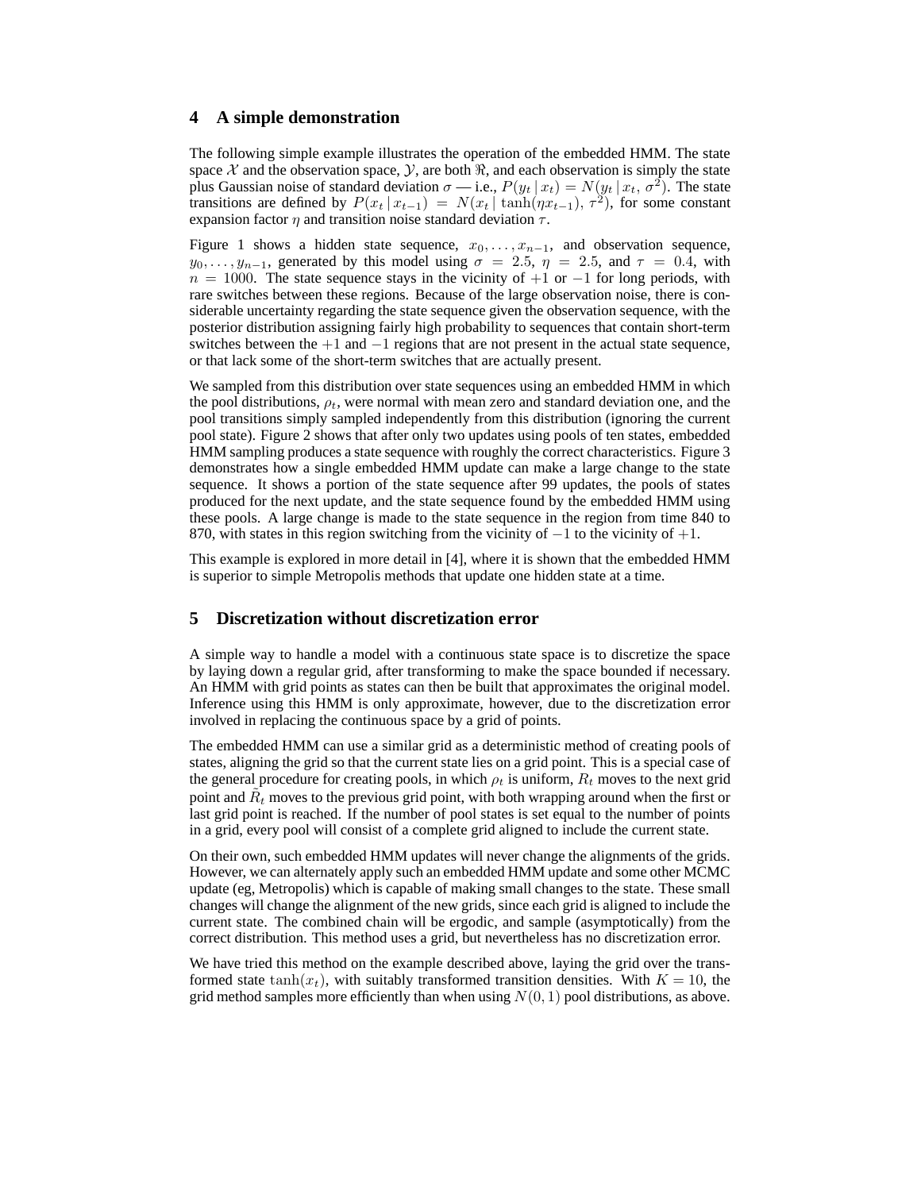## 4 A simple demonstration

The following simple example illustrates the operation of the embedded HMM. The state space $\mathcal{X}$ and the observation space, $\mathcal{Y}$, are both $\Re$, and each observation is simply the state plus Gaussian noise of standard deviation $\sigma$ — i.e., $P(y_t \,|\, x_t) = N(y_t \,|\, x_t,\, \sigma^2)$. The state transitions are defined by $P(x_t \,|\, x_{t-1}) = N(x_t \,|\, \tanh(\eta x_{t-1}),\, \tau^2)$, for some constant expansion factor $\eta$ and transition noise standard deviation $\tau$.

Figure 1 shows a hidden state sequence, $x_0, \ldots, x_{n-1}$, and observation sequence, $y_0, \ldots, y_{n-1}$, generated by this model using $\sigma = 2.5$, $\eta = 2.5$, and $\tau = 0.4$, with $n = 1000$. The state sequence stays in the vicinity of $+1$ or $-1$ for long periods, with rare switches between these regions. Because of the large observation noise, there is considerable uncertainty regarding the state sequence given the observation sequence, with the posterior distribution assigning fairly high probability to sequences that contain short-term switches between the $+1$ and $-1$ regions that are not present in the actual state sequence, or that lack some of the short-term switches that are actually present.

We sampled from this distribution over state sequences using an embedded HMM in which the pool distributions, $\rho_t$, were normal with mean zero and standard deviation one, and the pool transitions simply sampled independently from this distribution (ignoring the current pool state). Figure 2 shows that after only two updates using pools of ten states, embedded HMM sampling produces a state sequence with roughly the correct characteristics. Figure 3 demonstrates how a single embedded HMM update can make a large change to the state sequence. It shows a portion of the state sequence after 99 updates, the pools of states produced for the next update, and the state sequence found by the embedded HMM using these pools. A large change is made to the state sequence in the region from time 840 to 870, with states in this region switching from the vicinity of $-1$ to the vicinity of $+1$.

This example is explored in more detail in [4], where it is shown that the embedded HMM is superior to simple Metropolis methods that update one hidden state at a time.

## 5 Discretization without discretization error

A simple way to handle a model with a continuous state space is to discretize the space by laying down a regular grid, after transforming to make the space bounded if necessary. An HMM with grid points as states can then be built that approximates the original model. Inference using this HMM is only approximate, however, due to the discretization error involved in replacing the continuous space by a grid of points.

The embedded HMM can use a similar grid as a deterministic method of creating pools of states, aligning the grid so that the current state lies on a grid point. This is a special case of the general procedure for creating pools, in which $\rho_t$ is uniform, $R_t$ moves to the next grid point and $\tilde{R}_t$ moves to the previous grid point, with both wrapping around when the first or last grid point is reached. If the number of pool states is set equal to the number of points in a grid, every pool will consist of a complete grid aligned to include the current state.

On their own, such embedded HMM updates will never change the alignments of the grids. However, we can alternately apply such an embedded HMM update and some other MCMC update (eg, Metropolis) which is capable of making small changes to the state. These small changes will change the alignment of the new grids, since each grid is aligned to include the current state. The combined chain will be ergodic, and sample (asymptotically) from the correct distribution. This method uses a grid, but nevertheless has no discretization error.

We have tried this method on the example described above, laying the grid over the transformed state $\tanh(x_t)$, with suitably transformed transition densities. With $K = 10$, the grid method samples more efficiently than when using $N(0, 1)$ pool distributions, as above.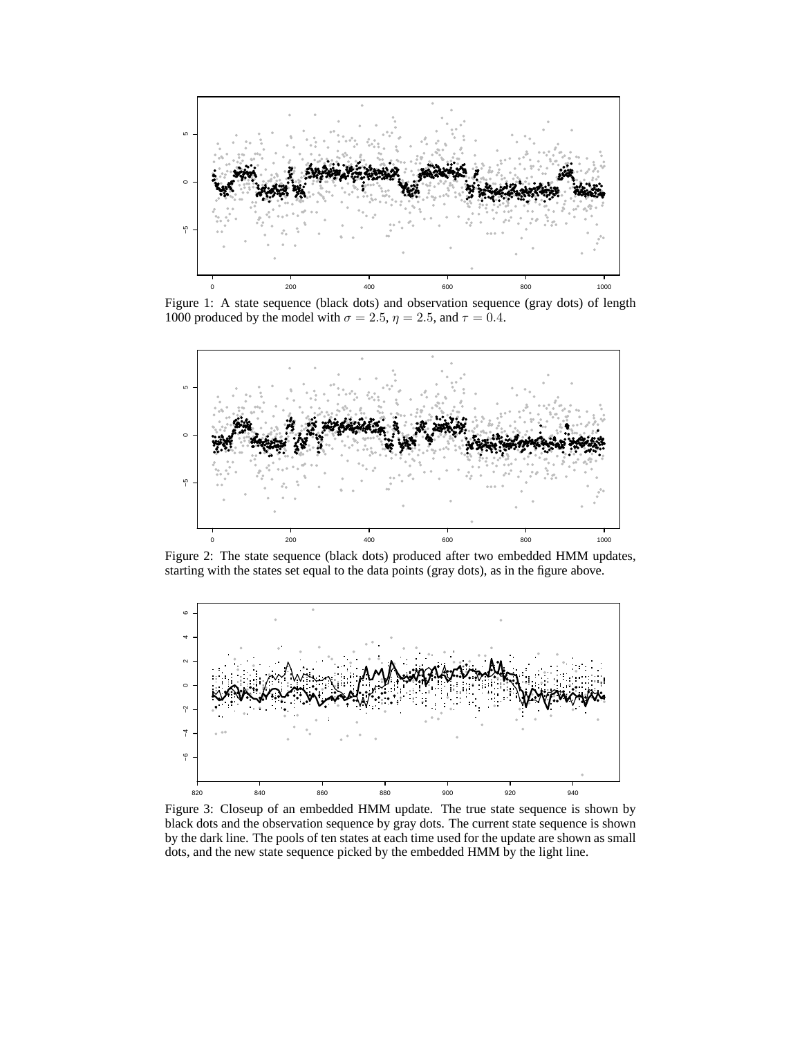Figure 1: A state sequence (black dots) and observation sequence (gray dots) of length 1000 produced by the model with $\sigma = 2.5$, $\eta = 2.5$, and $\tau = 0.4$.

Figure 2: The state sequence (black dots) produced after two embedded HMM updates, starting with the states set equal to the data points (gray dots), as in the figure above.

Figure 3: Closeup of an embedded HMM update. The true state sequence is shown by black dots and the observation sequence by gray dots. The current state sequence is shown by the dark line. The pools of ten states at each time used for the update are shown as small dots, and the new state sequence picked by the embedded HMM by the light line.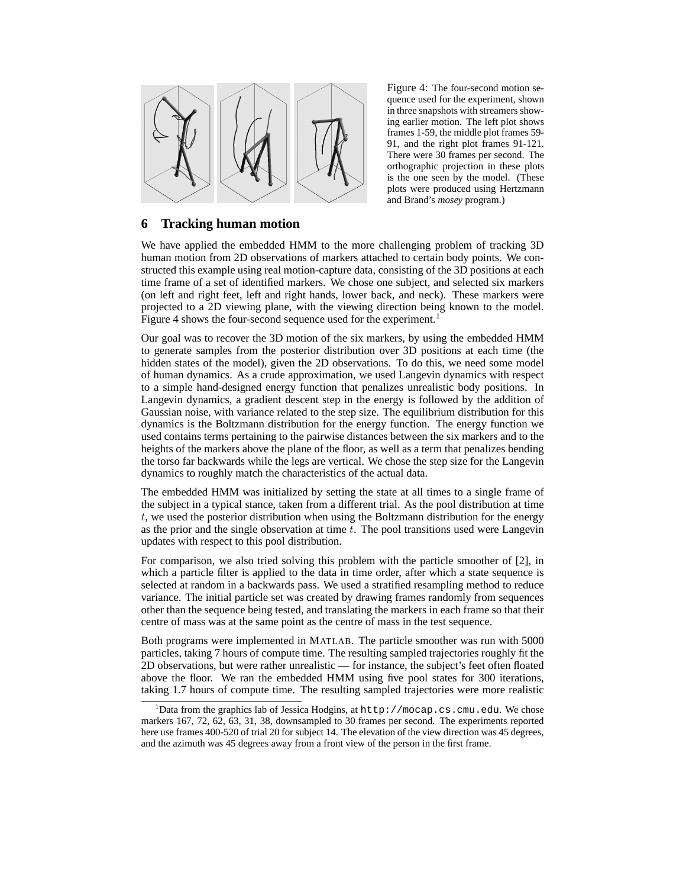Figure 4: The four-second motion sequence used for the experiment, shown in three snapshots with streamers showing earlier motion. The left plot shows frames 1-59, the middle plot frames 59-91, and the right plot frames 91-121. There were 30 frames per second. The orthographic projection in these plots is the one seen by the model. (These plots were produced using Hertzmann and Brand's *mosey* program.)

## 6 Tracking human motion

We have applied the embedded HMM to the more challenging problem of tracking 3D human motion from 2D observations of markers attached to certain body points. We constructed this example using real motion-capture data, consisting of the 3D positions at each time frame of a set of identified markers. We chose one subject, and selected six markers (on left and right feet, left and right hands, lower back, and neck). These markers were projected to a 2D viewing plane, with the viewing direction being known to the model. Figure 4 shows the four-second sequence used for the experiment.[1]

Our goal was to recover the 3D motion of the six markers, by using the embedded HMM to generate samples from the posterior distribution over 3D positions at each time (the hidden states of the model), given the 2D observations. To do this, we need some model of human dynamics. As a crude approximation, we used Langevin dynamics with respect to a simple hand-designed energy function that penalizes unrealistic body positions. In Langevin dynamics, a gradient descent step in the energy is followed by the addition of Gaussian noise, with variance related to the step size. The equilibrium distribution for this dynamics is the Boltzmann distribution for the energy function. The energy function we used contains terms pertaining to the pairwise distances between the six markers and to the heights of the markers above the plane of the floor, as well as a term that penalizes bending the torso far backwards while the legs are vertical. We chose the step size for the Langevin dynamics to roughly match the characteristics of the actual data.

The embedded HMM was initialized by setting the state at all times to a single frame of the subject in a typical stance, taken from a different trial. As the pool distribution at time $t$, we used the posterior distribution when using the Boltzmann distribution for the energy as the prior and the single observation at time $t$. The pool transitions used were Langevin updates with respect to this pool distribution.

For comparison, we also tried solving this problem with the particle smoother of [2], in which a particle filter is applied to the data in time order, after which a state sequence is selected at random in a backwards pass. We used a stratified resampling method to reduce variance. The initial particle set was created by drawing frames randomly from sequences other than the sequence being tested, and translating the markers in each frame so that their centre of mass was at the same point as the centre of mass in the test sequence.

Both programs were implemented in MATLAB. The particle smoother was run with 5000 particles, taking 7 hours of compute time. The resulting sampled trajectories roughly fit the 2D observations, but were rather unrealistic — for instance, the subject's feet often floated above the floor. We ran the embedded HMM using five pool states for 300 iterations, taking 1.7 hours of compute time. The resulting sampled trajectories were more realistic

[1] Data from the graphics lab of Jessica Hodgins, at `http://mocap.cs.cmu.edu`. We chose markers 167, 72, 62, 63, 31, 38, downsampled to 30 frames per second. The experiments reported here use frames 400-520 of trial 20 for subject 14. The elevation of the view direction was 45 degrees, and the azimuth was 45 degrees away from a front view of the person in the first frame.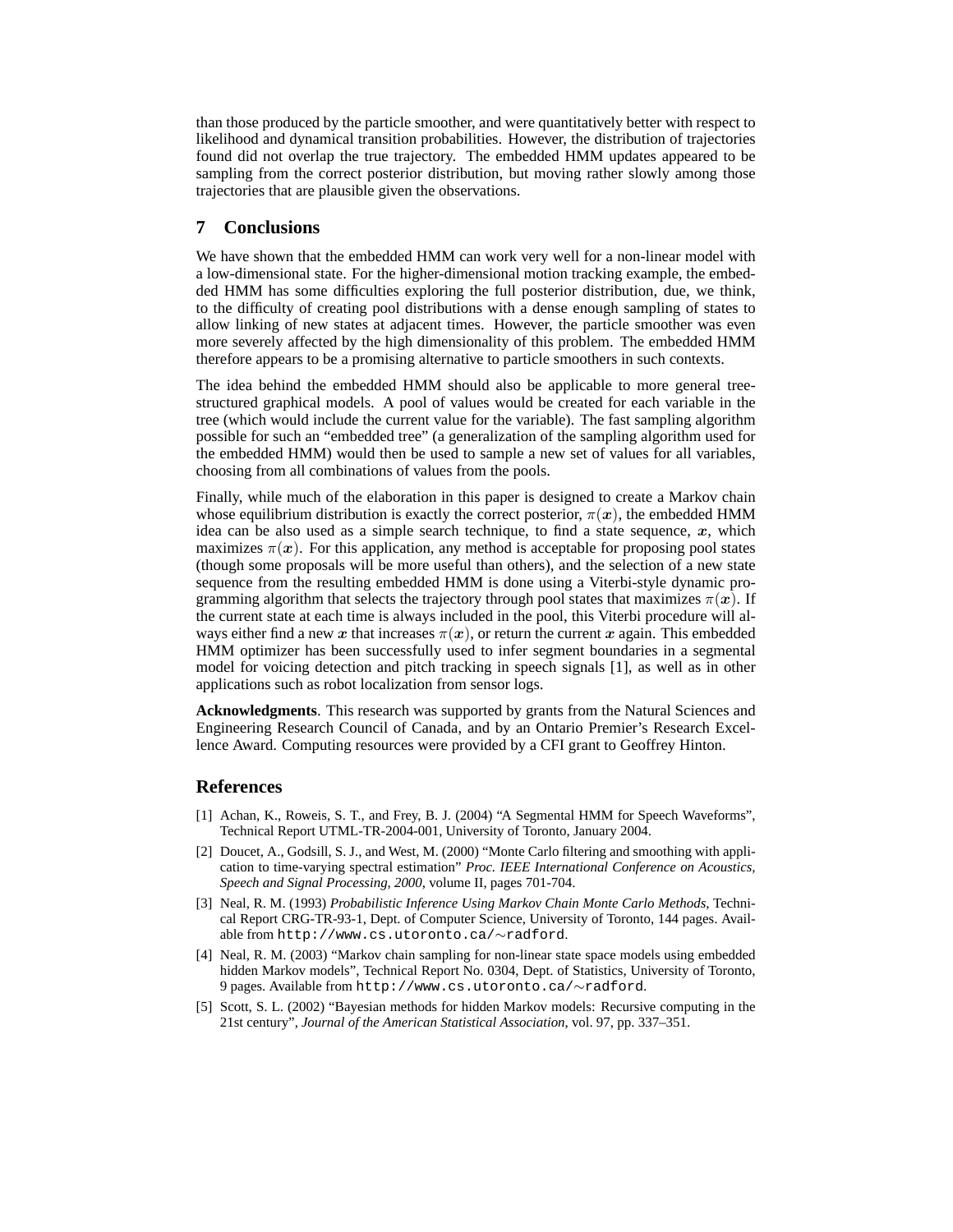than those produced by the particle smoother, and were quantitatively better with respect to likelihood and dynamical transition probabilities. However, the distribution of trajectories found did not overlap the true trajectory. The embedded HMM updates appeared to be sampling from the correct posterior distribution, but moving rather slowly among those trajectories that are plausible given the observations.

## 7 Conclusions

We have shown that the embedded HMM can work very well for a non-linear model with a low-dimensional state. For the higher-dimensional motion tracking example, the embedded HMM has some difficulties exploring the full posterior distribution, due, we think, to the difficulty of creating pool distributions with a dense enough sampling of states to allow linking of new states at adjacent times. However, the particle smoother was even more severely affected by the high dimensionality of this problem. The embedded HMM therefore appears to be a promising alternative to particle smoothers in such contexts.

The idea behind the embedded HMM should also be applicable to more general tree-structured graphical models. A pool of values would be created for each variable in the tree (which would include the current value for the variable). The fast sampling algorithm possible for such an "embedded tree" (a generalization of the sampling algorithm used for the embedded HMM) would then be used to sample a new set of values for all variables, choosing from all combinations of values from the pools.

Finally, while much of the elaboration in this paper is designed to create a Markov chain whose equilibrium distribution is exactly the correct posterior, $\pi(\boldsymbol{x})$, the embedded HMM idea can be also used as a simple search technique, to find a state sequence, $\boldsymbol{x}$, which maximizes $\pi(\boldsymbol{x})$. For this application, any method is acceptable for proposing pool states (though some proposals will be more useful than others), and the selection of a new state sequence from the resulting embedded HMM is done using a Viterbi-style dynamic programming algorithm that selects the trajectory through pool states that maximizes $\pi(\boldsymbol{x})$. If the current state at each time is always included in the pool, this Viterbi procedure will always either find a new $\boldsymbol{x}$ that increases $\pi(\boldsymbol{x})$, or return the current $\boldsymbol{x}$ again. This embedded HMM optimizer has been successfully used to infer segment boundaries in a segmental model for voicing detection and pitch tracking in speech signals [1], as well as in other applications such as robot localization from sensor logs.

**Acknowledgments**. This research was supported by grants from the Natural Sciences and Engineering Research Council of Canada, and by an Ontario Premier's Research Excellence Award. Computing resources were provided by a CFI grant to Geoffrey Hinton.

## References

[1] Achan, K., Roweis, S. T., and Frey, B. J. (2004) "A Segmental HMM for Speech Waveforms", Technical Report UTML-TR-2004-001, University of Toronto, January 2004.

[2] Doucet, A., Godsill, S. J., and West, M. (2000) "Monte Carlo filtering and smoothing with application to time-varying spectral estimation" *Proc. IEEE International Conference on Acoustics, Speech and Signal Processing, 2000*, volume II, pages 701-704.

[3] Neal, R. M. (1993) *Probabilistic Inference Using Markov Chain Monte Carlo Methods*, Technical Report CRG-TR-93-1, Dept. of Computer Science, University of Toronto, 144 pages. Available from `http://www.cs.utoronto.ca/∼radford`.

[4] Neal, R. M. (2003) "Markov chain sampling for non-linear state space models using embedded hidden Markov models", Technical Report No. 0304, Dept. of Statistics, University of Toronto, 9 pages. Available from `http://www.cs.utoronto.ca/∼radford`.

[5] Scott, S. L. (2002) "Bayesian methods for hidden Markov models: Recursive computing in the 21st century", *Journal of the American Statistical Association*, vol. 97, pp. 337–351.